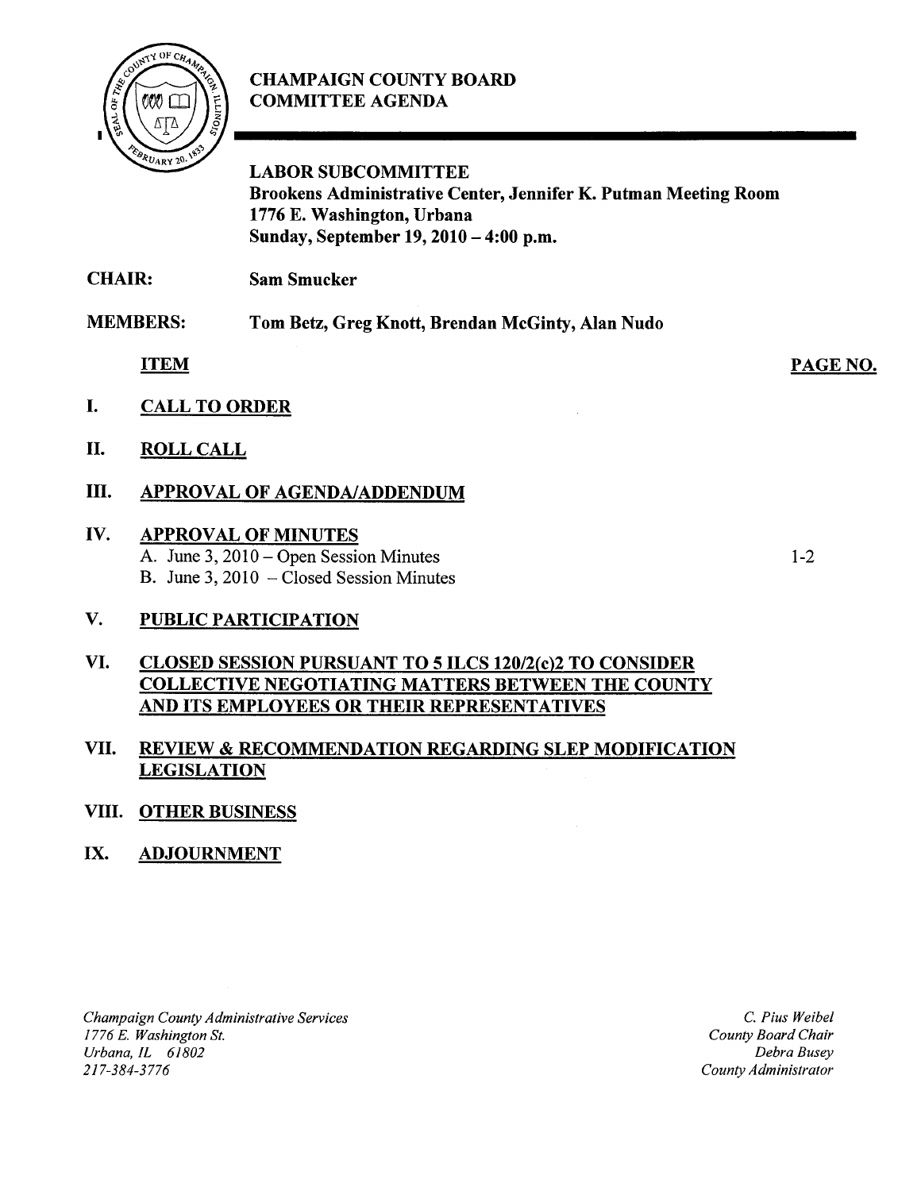# CHAMPAIGN COUNTY BOARD COMMITTEE AGENDA

**LABOR SUBCOMMITTEE**
**Brookens Administrative Center, Jennifer K. Putman Meeting Room**
**1776 E. Washington, Urbana**
**Sunday, September 19, 2010 – 4:00 p.m.**

**CHAIR:** **Sam Smucker**

**MEMBERS:** **Tom Betz, Greg Knott, Brendan McGinty, Alan Nudo**

| ITEM | | PAGE NO. |
|---|---|---|
| I. | **CALL TO ORDER** | |
| II. | **ROLL CALL** | |
| III. | **APPROVAL OF AGENDA/ADDENDUM** | |
| IV. | **APPROVAL OF MINUTES** | |
| | A. June 3, 2010 – Open Session Minutes | 1-2 |
| | B. June 3, 2010 – Closed Session Minutes | |
| V. | **PUBLIC PARTICIPATION** | |
| VI. | **CLOSED SESSION PURSUANT TO 5 ILCS 120/2(c)2 TO CONSIDER COLLECTIVE NEGOTIATING MATTERS BETWEEN THE COUNTY AND ITS EMPLOYEES OR THEIR REPRESENTATIVES** | |
| VII. | **REVIEW & RECOMMENDATION REGARDING SLEP MODIFICATION LEGISLATION** | |
| VIII. | **OTHER BUSINESS** | |
| IX. | **ADJOURNMENT** | |

*Champaign County Administrative Services*
*1776 E. Washington St.*
*Urbana, IL 61802*
*217-384-3776*

*C. Pius Weibel*
*County Board Chair*
*Debra Busey*
*County Administrator*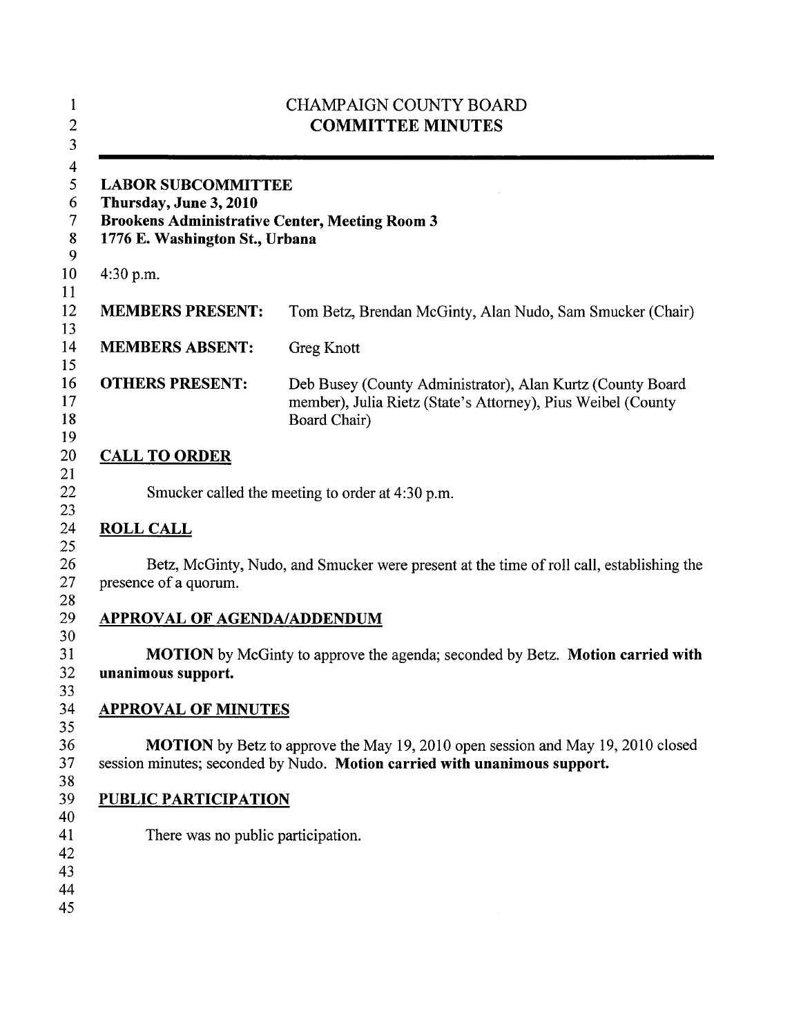CHAMPAIGN COUNTY BOARD
**COMMITTEE MINUTES**

---

**LABOR SUBCOMMITTEE**
**Thursday, June 3, 2010**
**Brookens Administrative Center, Meeting Room 3**
**1776 E. Washington St., Urbana**

4:30 p.m.

| | |
|---|---|
| **MEMBERS PRESENT:** | Tom Betz, Brendan McGinty, Alan Nudo, Sam Smucker (Chair) |
| **MEMBERS ABSENT:** | Greg Knott |
| **OTHERS PRESENT:** | Deb Busey (County Administrator), Alan Kurtz (County Board member), Julia Rietz (State's Attorney), Pius Weibel (County Board Chair) |

## CALL TO ORDER

Smucker called the meeting to order at 4:30 p.m.

## ROLL CALL

Betz, McGinty, Nudo, and Smucker were present at the time of roll call, establishing the presence of a quorum.

## APPROVAL OF AGENDA/ADDENDUM

**MOTION** by McGinty to approve the agenda; seconded by Betz. **Motion carried with unanimous support.**

## APPROVAL OF MINUTES

**MOTION** by Betz to approve the May 19, 2010 open session and May 19, 2010 closed session minutes; seconded by Nudo. **Motion carried with unanimous support.**

## PUBLIC PARTICIPATION

There was no public participation.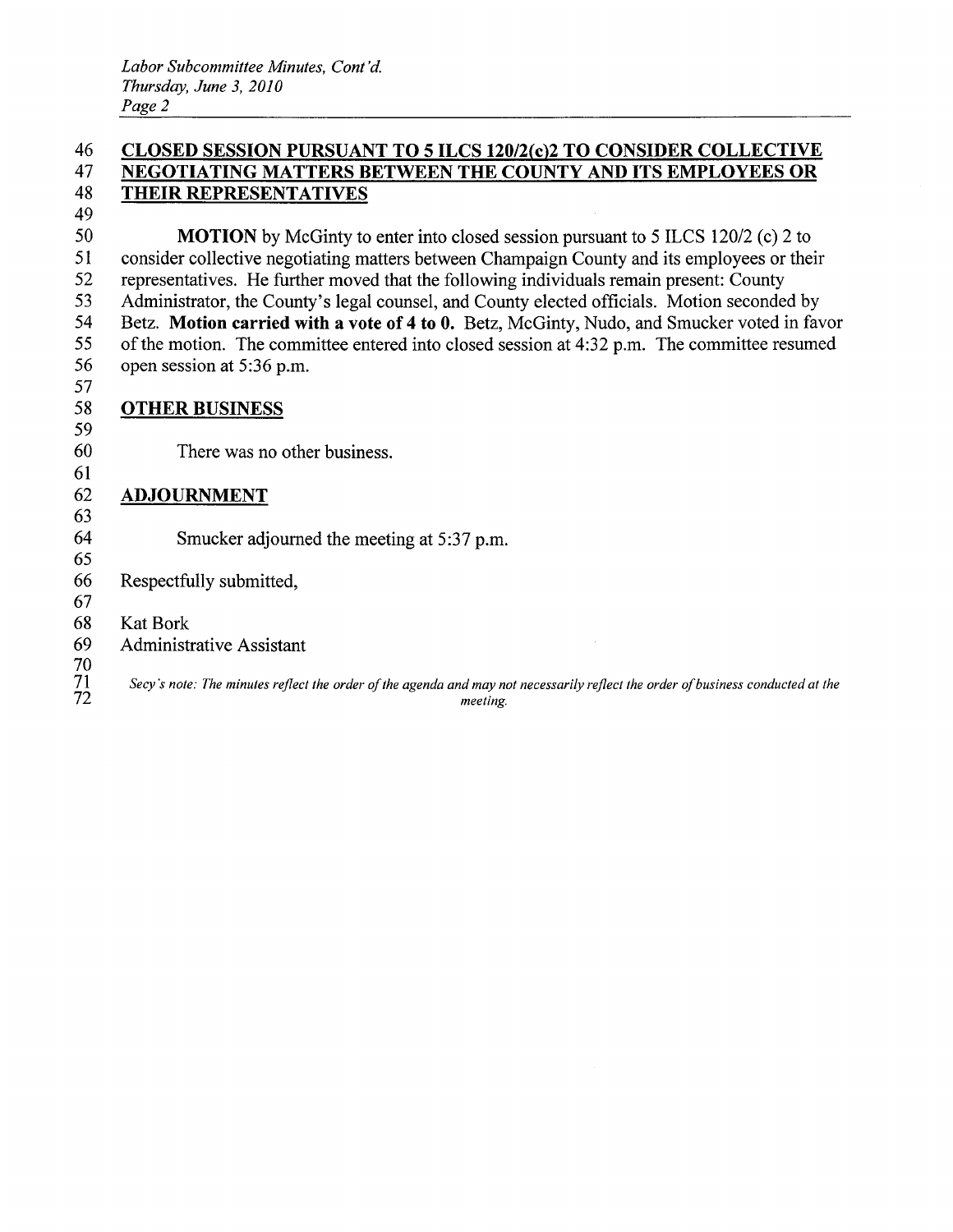## CLOSED SESSION PURSUANT TO 5 ILCS 120/2(c)2 TO CONSIDER COLLECTIVE NEGOTIATING MATTERS BETWEEN THE COUNTY AND ITS EMPLOYEES OR THEIR REPRESENTATIVES

**MOTION** by McGinty to enter into closed session pursuant to 5 ILCS 120/2 (c) 2 to consider collective negotiating matters between Champaign County and its employees or their representatives. He further moved that the following individuals remain present: County Administrator, the County's legal counsel, and County elected officials. Motion seconded by Betz. **Motion carried with a vote of 4 to 0.** Betz, McGinty, Nudo, and Smucker voted in favor of the motion. The committee entered into closed session at 4:32 p.m. The committee resumed open session at 5:36 p.m.

## OTHER BUSINESS

There was no other business.

## ADJOURNMENT

Smucker adjourned the meeting at 5:37 p.m.

Respectfully submitted,

Kat Bork
Administrative Assistant

*Secy's note: The minutes reflect the order of the agenda and may not necessarily reflect the order of business conducted at the meeting.*